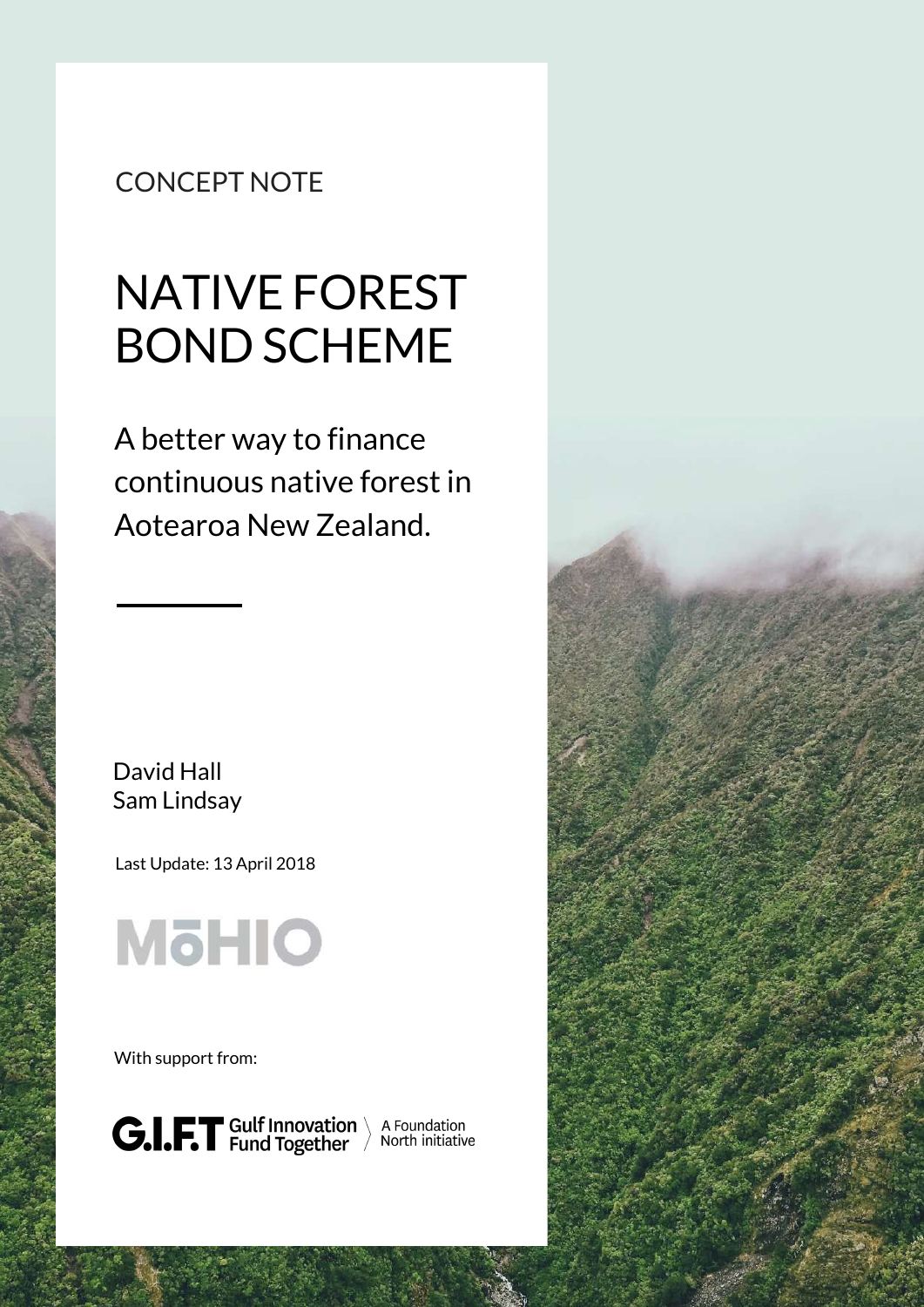CONCEPT NOTE

# NATIVE FOREST BOND SCHEME

A better way to finance continuous native forest in Aotearoa New Zealand.

David Hall
Sam Lindsay

Last Update: 13 April 2018

MōHIO

With support from:

G.I.F.T Gulf Innovation Fund Together — A Foundation North initiative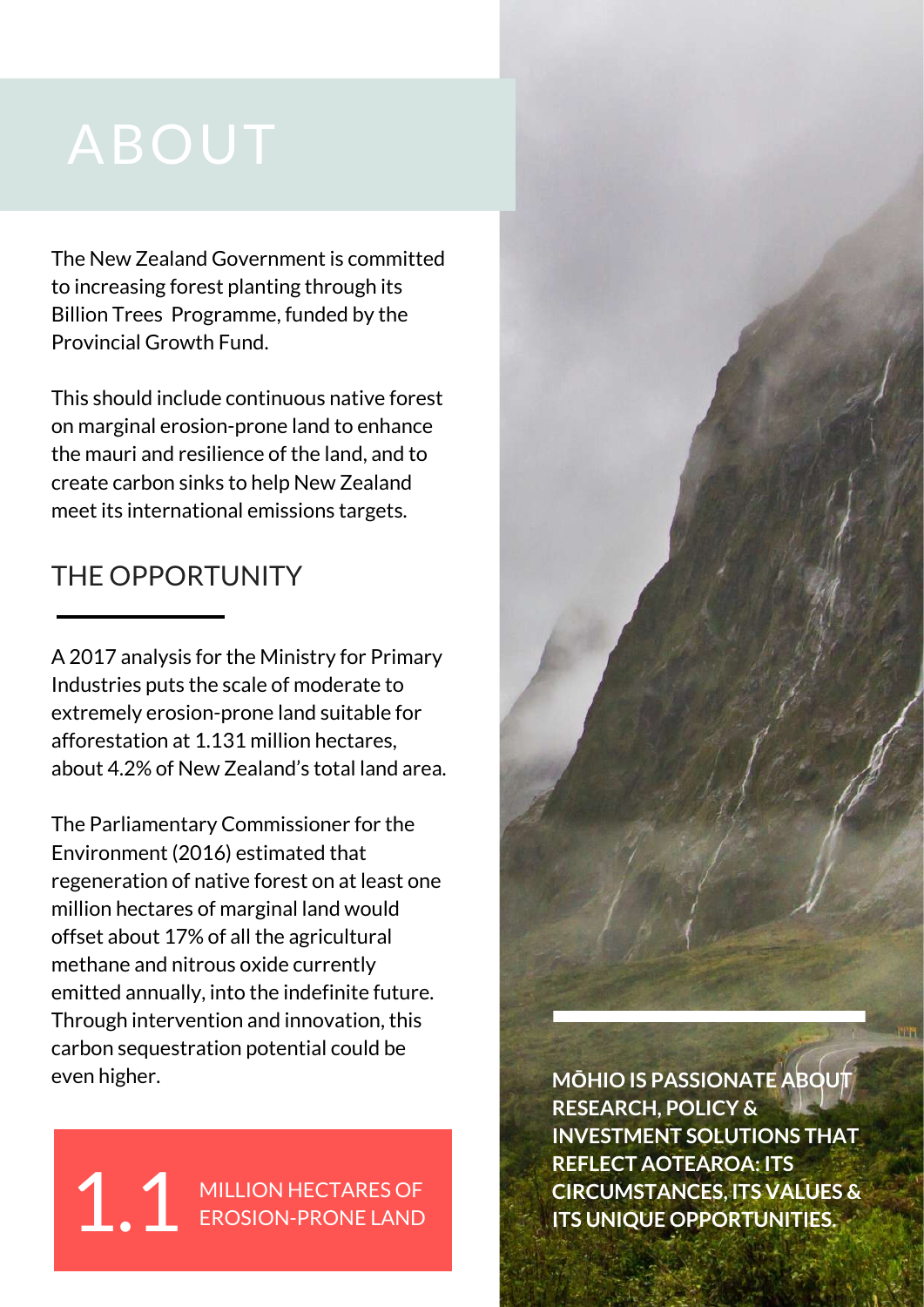# ABOUT

The New Zealand Government is committed to increasing forest planting through its Billion Trees Programme, funded by the Provincial Growth Fund.

This should include continuous native forest on marginal erosion-prone land to enhance the mauri and resilience of the land, and to create carbon sinks to help New Zealand meet its international emissions targets.

## THE OPPORTUNITY

A 2017 analysis for the Ministry for Primary Industries puts the scale of moderate to extremely erosion-prone land suitable for afforestation at 1.131 million hectares, about 4.2% of New Zealand's total land area.

The Parliamentary Commissioner for the Environment (2016) estimated that regeneration of native forest on at least one million hectares of marginal land would offset about 17% of all the agricultural methane and nitrous oxide currently emitted annually, into the indefinite future. Through intervention and innovation, this carbon sequestration potential could be even higher.

**1.1** MILLION HECTARES OF EROSION-PRONE LAND

**MŌHIO IS PASSIONATE ABOUT RESEARCH, POLICY & INVESTMENT SOLUTIONS THAT REFLECT AOTEAROA: ITS CIRCUMSTANCES, ITS VALUES & ITS UNIQUE OPPORTUNITIES.**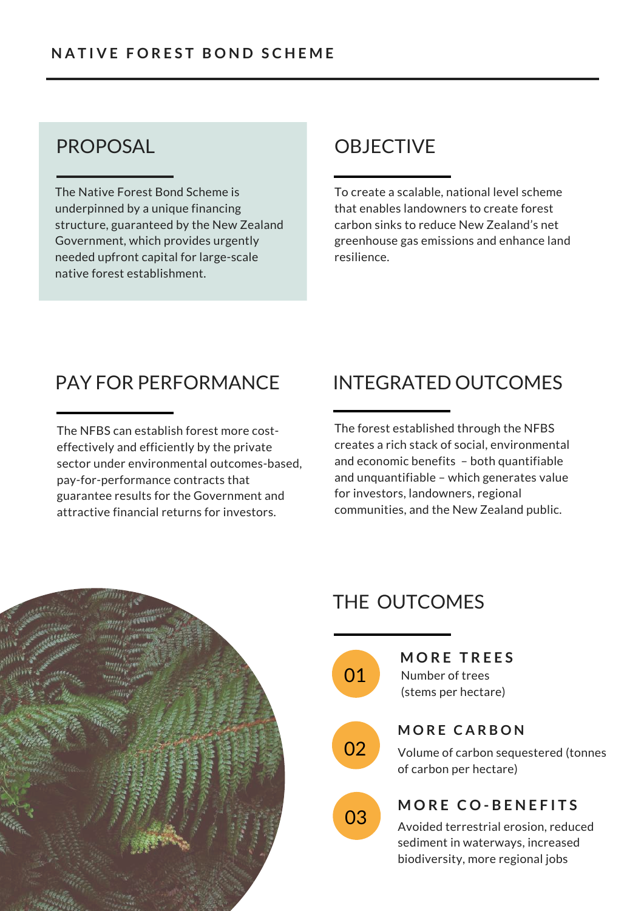# NATIVE FOREST BOND SCHEME

## PROPOSAL

The Native Forest Scheme is underpinned by a unique financing structure, guaranteed by the New Zealand Government, which provides urgently needed upfront capital for large-scale native forest establishment.

## OBJECTIVE

To create a scalable, national level scheme that enables landowners to create forest carbon sinks to reduce New Zealand's net greenhouse gas emissions and enhance land resilience.

## PAY FOR PERFORMANCE

The NFBS can establish forest more cost-effectively and efficiently by the private sector under environmental outcomes-based, pay-for-performance contracts that guarantee results for the Government and attractive financial returns for investors.

## INTEGRATED OUTCOMES

The forest established through the NFBS creates a rich stack of social, environmental and economic benefits – both quantifiable and unquantifiable – which generates value for investors, landowners, regional communities, and the New Zealand public.

## THE OUTCOMES

**01 — MORE TREES**
Number of trees (stems per hectare)

**02 — MORE CARBON**
Volume of carbon sequestered (tonnes of carbon per hectare)

**03 — MORE CO-BENEFITS**
Avoided terrestrial erosion, reduced sediment in waterways, increased biodiversity, more regional jobs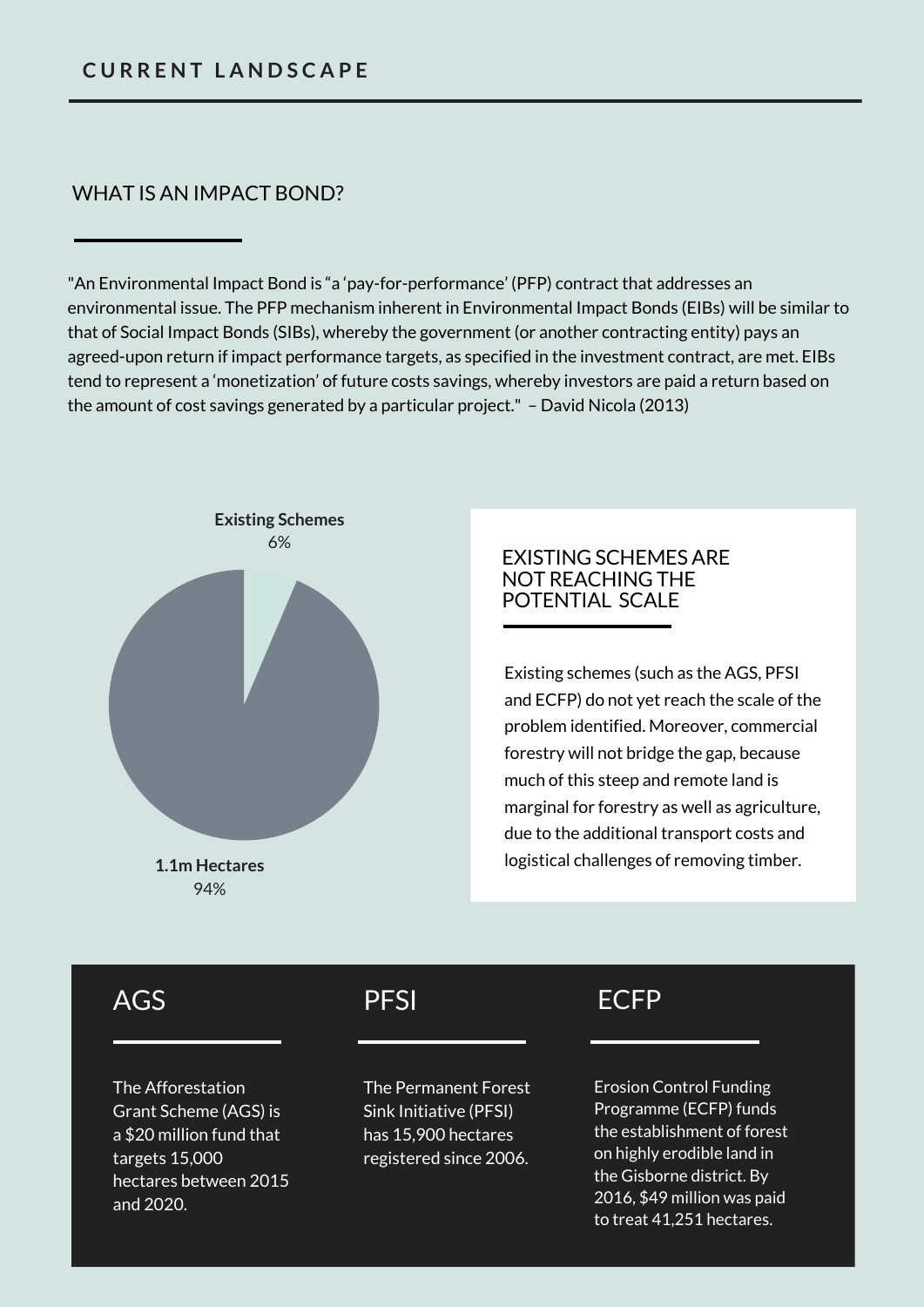## CURRENT LANDSCAPE

### WHAT IS AN IMPACT BOND?

"An Environmental Impact Bond is "a 'pay-for-performance' (PFP) contract that addresses an environmental issue. The PFP mechanism inherent in Environmental Impact Bonds (EIBs) will be similar to that of Social Impact Bonds (SIBs), whereby the government (or another contracting entity) pays an agreed-upon return if impact performance targets, as specified in the investment contract, are met. EIBs tend to represent a 'monetization' of future costs savings, whereby investors are paid a return based on the amount of cost savings generated by a particular project." – David Nicola (2013)

**Existing Schemes**
6%

**1.1m Hectares**
94%

### EXISTING SCHEMES ARE NOT REACHING THE POTENTIAL SCALE

Existing schemes (such as the AGS, PFSI and ECFP) do not yet reach the scale of the problem identified. Moreover, commercial forestry will not bridge the gap, because much of this steep and remote land is marginal for forestry as well as agriculture, due to the additional transport costs and logistical challenges of removing timber.

### AGS

The Afforestation Grant Scheme (AGS) is a $20 million fund that targets 15,000 hectares between 2015 and 2020.

### PFSI

The Permanent Forest Sink Initiative (PFSI) has 15,900 hectares registered since 2006.

### ECFP

Erosion Control Funding Programme (ECFP) funds the establishment of forest on highly erodible land in the Gisborne district. By 2016, $49 million was paid to treat 41,251 hectares.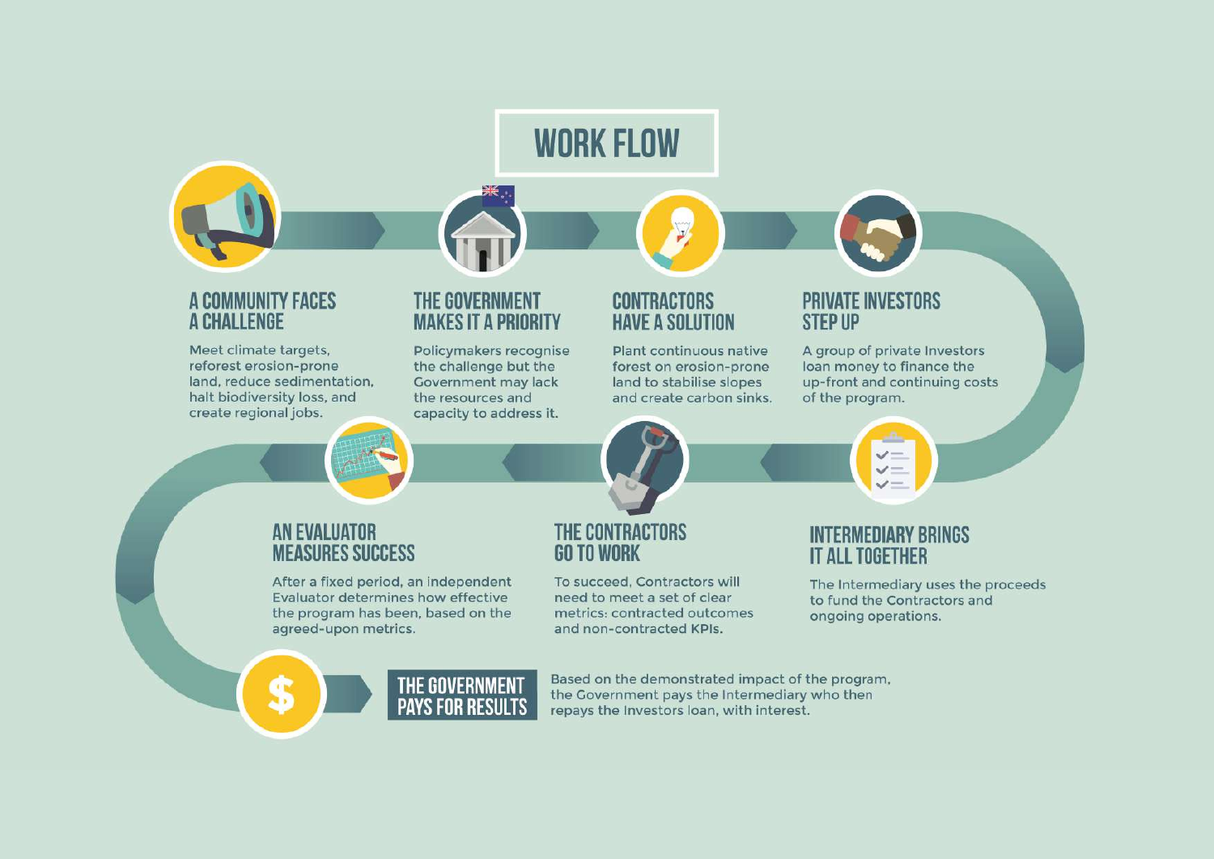# WORK FLOW

### A COMMUNITY FACES A CHALLENGE

Meet climate targets, reforest erosion-prone land, reduce sedimentation, halt biodiversity loss, and create regional jobs.

### THE GOVERNMENT MAKES IT A PRIORITY

Policymakers recognise the challenge but the Government may lack the resources and capacity to address it.

### CONTRACTORS HAVE A SOLUTION

Plant continuous native forest on erosion-prone land to stabilise slopes and create carbon sinks.

### PRIVATE INVESTORS STEP UP

A group of private Investors loan money to finance the up-front and continuing costs of the program.

### INTERMEDIARY BRINGS IT ALL TOGETHER

The Intermediary uses the proceeds to fund the Contractors and ongoing operations.

### THE CONTRACTORS GO TO WORK

To succeed, Contractors will need to meet a set of clear metrics: contracted outcomes and non-contracted KPIs.

### AN EVALUATOR MEASURES SUCCESS

After a fixed period, an independent Evaluator determines how effective the program has been, based on the agreed-upon metrics.

### THE GOVERNMENT PAYS FOR RESULTS

Based on the demonstrated impact of the program, the Government pays the Intermediary who then repays the Investors loan, with interest.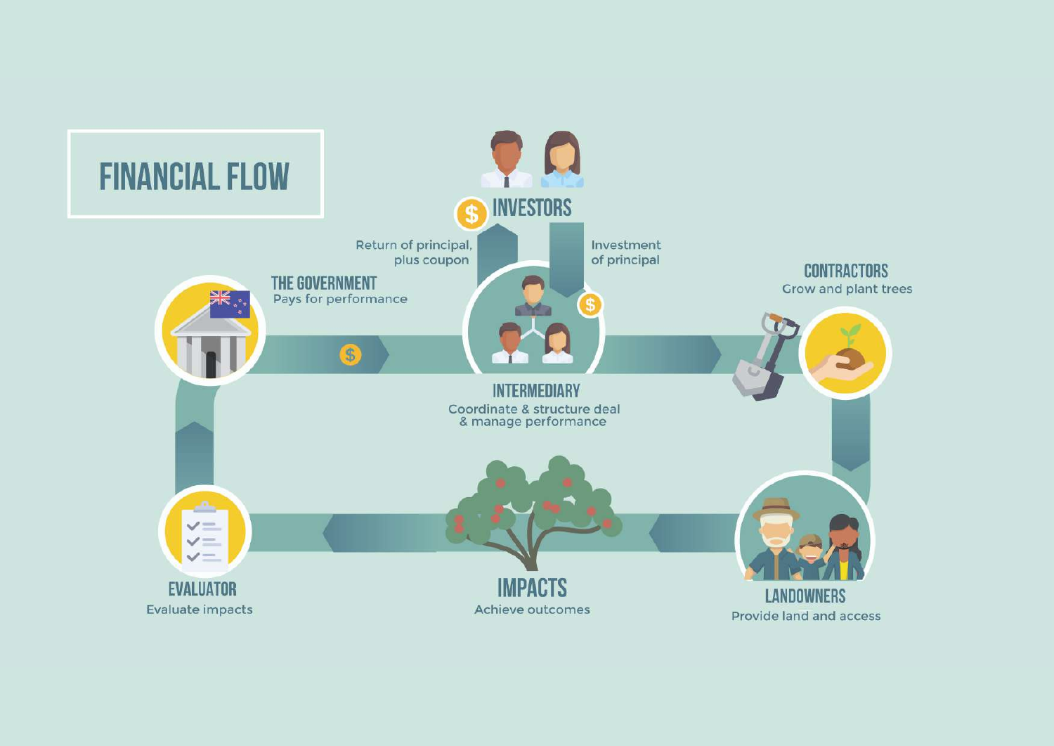# FINANCIAL FLOW

**INVESTORS**

Return of principal, plus coupon

Investment of principal

**THE GOVERNMENT**
Pays for performance

**INTERMEDIARY**
Coordinate & structure deal & manage performance

**CONTRACTORS**
Grow and plant trees

**LANDOWNERS**
Provide land and access

**IMPACTS**
Achieve outcomes

**EVALUATOR**
Evaluate impacts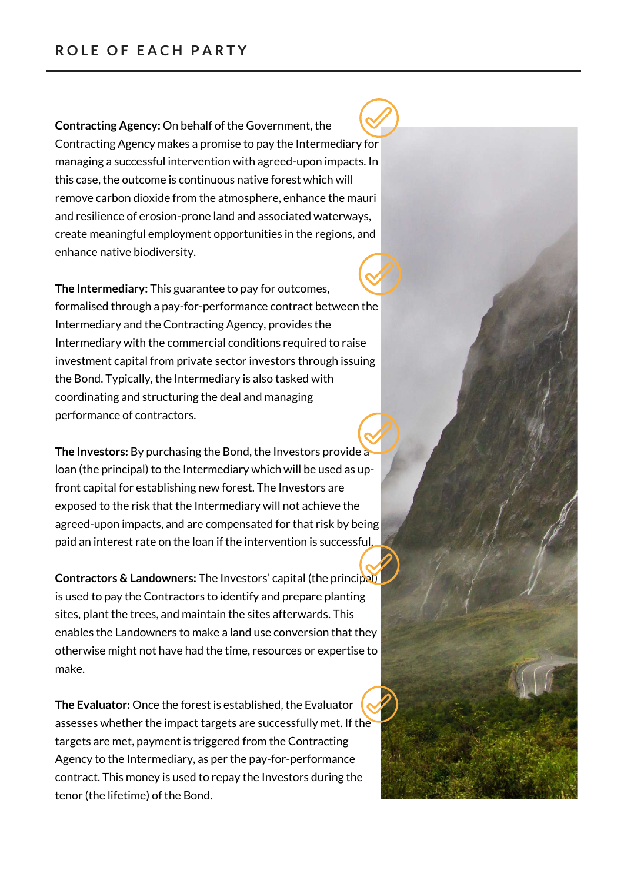# ROLE OF EACH PARTY

**Contracting Agency:** On behalf of the Government, the Contracting Agency makes a promise to pay the Intermediary for managing a successful intervention with agreed-upon impacts. In this case, the outcome is continuous native forest which will remove carbon dioxide from the atmosphere, enhance the mauri and resilience of erosion-prone land and associated waterways, create meaningful employment opportunities in the regions, and enhance native biodiversity.

**The Intermediary:** This guarantee to pay for outcomes, formalised through a pay-for-performance contract between the Intermediary and the Contracting Agency, provides the Intermediary with the commercial conditions required to raise investment capital from private sector investors through issuing the Bond. Typically, the Intermediary is also tasked with coordinating and structuring the deal and managing performance of contractors.

**The Investors:** By purchasing the Bond, the Investors provide a loan (the principal) to the Intermediary which will be used as up-front capital for establishing new forest. The Investors are exposed to the risk that the Intermediary will not achieve the agreed-upon impacts, and are compensated for that risk by being paid an interest rate on the loan if the intervention is successful.

**Contractors & Landowners:** The Investors' capital (the principal) is used to pay the Contractors to identify and prepare planting sites, plant the trees, and maintain the sites afterwards. This enables the Landowners to make a land use conversion that they otherwise might not have had the time, resources or expertise to make.

**The Evaluator:** Once the forest is established, the Evaluator assesses whether the impact targets are successfully met. If the targets are met, payment is triggered from the Contracting Agency to the Intermediary, as per the pay-for-performance contract. This money is used to repay the Investors during the tenor (the lifetime) of the Bond.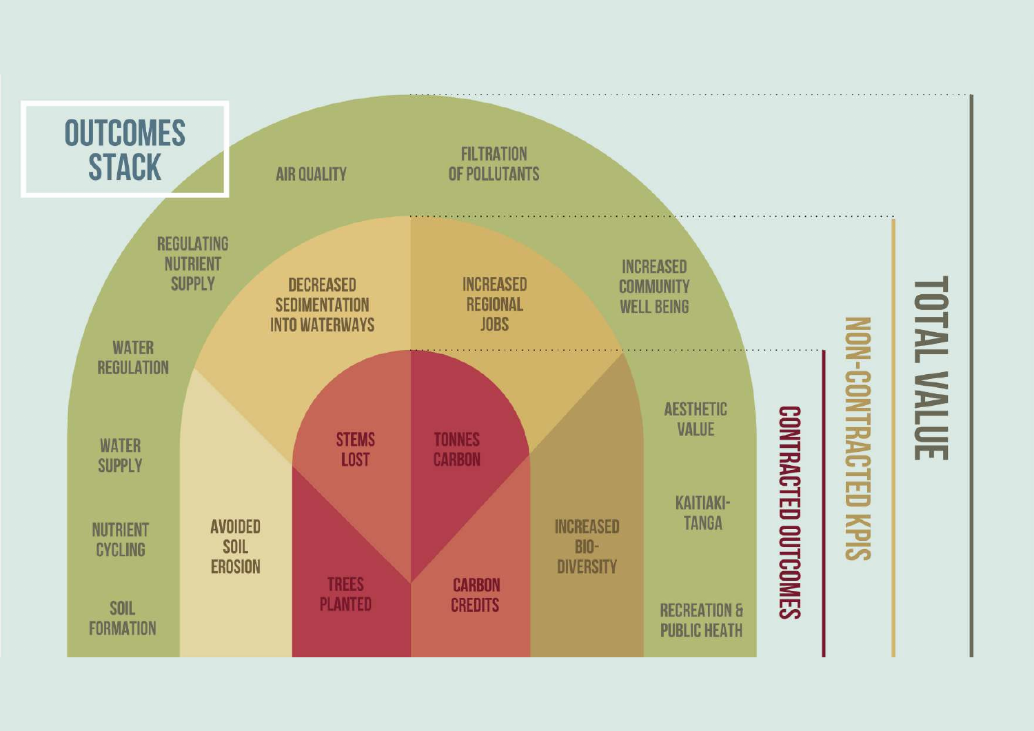# OUTCOMES STACK

**CONTRACTED OUTCOMES**

- STEMS LOST
- TONNES CARBON
- TREES PLANTED
- CARBON CREDITS

**NON-CONTRACTED KPIS**

- DECREASED SEDIMENTATION INTO WATERWAYS
- INCREASED REGIONAL JOBS
- AVOIDED SOIL EROSION
- INCREASED BIO-DIVERSITY

**TOTAL VALUE**

- AIR QUALITY
- FILTRATION OF POLLUTANTS
- REGULATING NUTRIENT SUPPLY
- INCREASED COMMUNITY WELL BEING
- WATER REGULATION
- AESTHETIC VALUE
- WATER SUPPLY
- KAITIAKI-TANGA
- NUTRIENT CYCLING
- SOIL FORMATION
- RECREATION & PUBLIC HEATH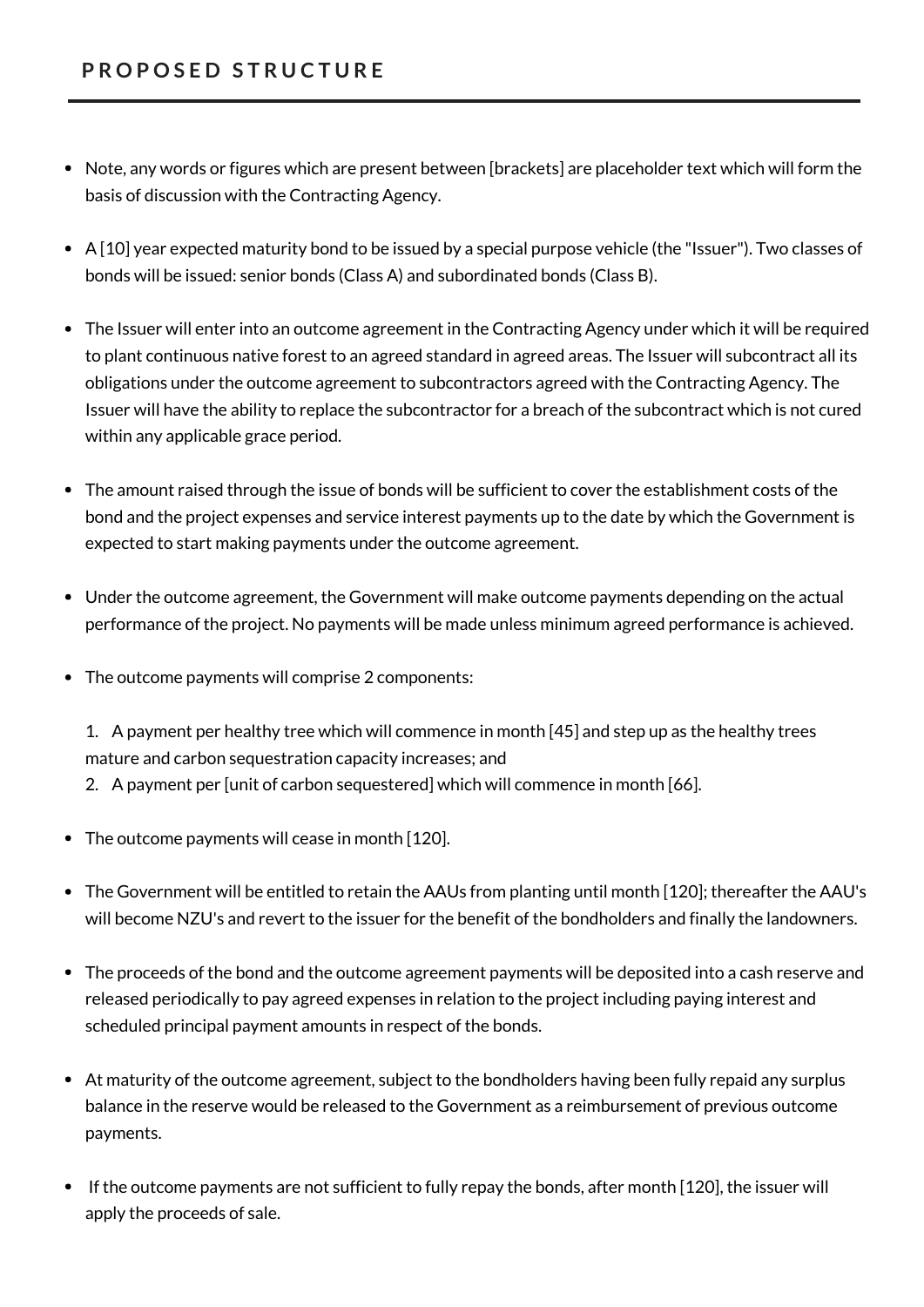## PROPOSED STRUCTURE

- Note, any words or figures which are present between [brackets] are placeholder text which will form the basis of discussion with the Contracting Agency.
- A [10] year expected maturity bond to be issued by a special purpose vehicle (the "Issuer"). Two classes of bonds will be issued: senior bonds (Class A) and subordinated bonds (Class B).
- The Issuer will enter into an outcome agreement in the Contracting Agency under which it will be required to plant continuous native forest to an agreed standard in agreed areas. The Issuer will subcontract all its obligations under the outcome agreement to subcontractors agreed with the Contracting Agency. The Issuer will have the ability to replace the subcontractor for a breach of the subcontract which is not cured within any applicable grace period.
- The amount raised through the issue of bonds will be sufficient to cover the establishment costs of the bond and the project expenses and service interest payments up to the date by which the Government is expected to start making payments under the outcome agreement.
- Under the outcome agreement, the Government will make outcome payments depending on the actual performance of the project. No payments will be made unless minimum agreed performance is achieved.
- The outcome payments will comprise 2 components:

  1. A payment per healthy tree which will commence in month [45] and step up as the healthy trees mature and carbon sequestration capacity increases; and
  2. A payment per [unit of carbon sequestered] which will commence in month [66].

- The outcome payments will cease in month [120].
- The Government will be entitled to retain the AAUs from planting until month [120]; thereafter the AAU's will become NZU's and revert to the issuer for the benefit of the bondholders and finally the landowners.
- The proceeds of the bond and the outcome agreement payments will be deposited into a cash reserve and released periodically to pay agreed expenses in relation to the project including paying interest and scheduled principal payment amounts in respect of the bonds.
- At maturity of the outcome agreement, subject to the bondholders having been fully repaid any surplus balance in the reserve would be released to the Government as a reimbursement of previous outcome payments.
- If the outcome payments are not sufficient to fully repay the bonds, after month [120], the issuer will apply the proceeds of sale.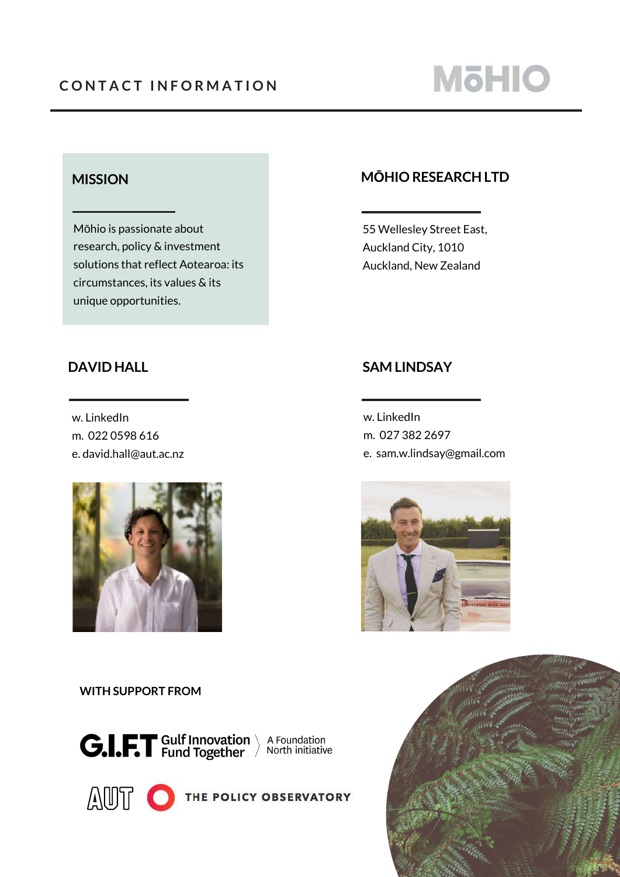# CONTACT INFORMATION

MŌHIO

## MISSION

Mōhio is passionate about research, policy & investment solutions that reflect Aotearoa: its circumstances, its values & its unique opportunities.

## MŌHIO RESEARCH LTD

55 Wellesley Street East,
Auckland City, 1010
Auckland, New Zealand

## DAVID HALL

w. LinkedIn
m. 022 0598 616
e. david.hall@aut.ac.nz

## SAM LINDSAY

w. LinkedIn
m. 027 382 2697
e. sam.w.lindsay@gmail.com

## WITH SUPPORT FROM

G.I.F.T Gulf Innovation Fund Together 〉 A Foundation North initiative

AUT THE POLICY OBSERVATORY